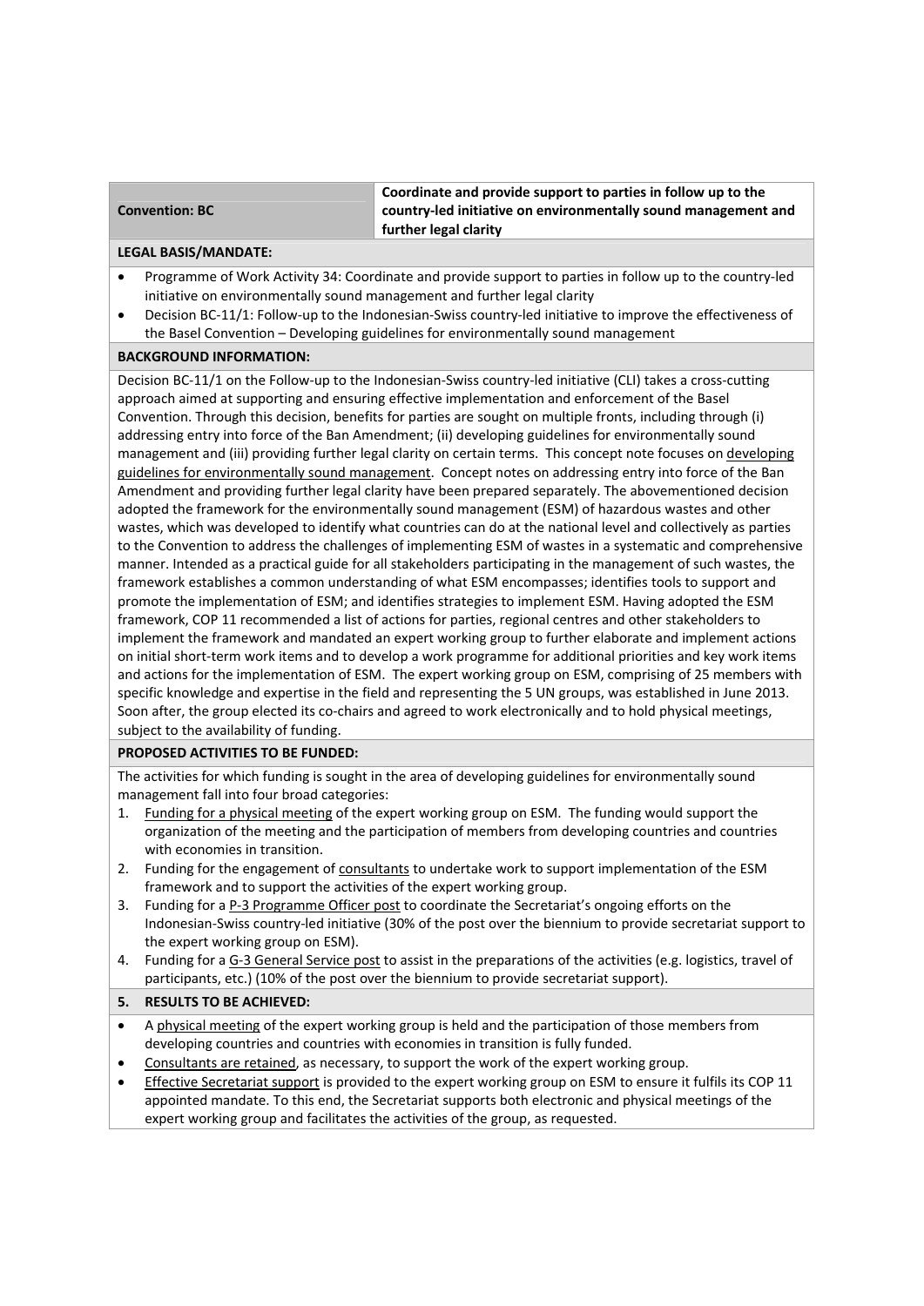| Convention: BC | Coordinate and provide support to parties in follow up to the country-led initiative on environmentally sound management and further legal clarity |
|---|---|

**LEGAL BASIS/MANDATE:**

- Programme of Work Activity 34: Coordinate and provide support to parties in follow up to the country-led initiative on environmentally sound management and further legal clarity
- Decision BC-11/1: Follow-up to the Indonesian-Swiss country-led initiative to improve the effectiveness of the Basel Convention – Developing guidelines for environmentally sound management

**BACKGROUND INFORMATION:**

Decision BC-11/1 on the Follow-up to the Indonesian-Swiss country-led initiative (CLI) takes a cross-cutting approach aimed at supporting and ensuring effective implementation and enforcement of the Basel Convention. Through this decision, benefits for parties are sought on multiple fronts, including through (i) addressing entry into force of the Ban Amendment; (ii) developing guidelines for environmentally sound management and (iii) providing further legal clarity on certain terms. This concept note focuses on developing guidelines for environmentally sound management. Concept notes on addressing entry into force of the Ban Amendment and providing further legal clarity have been prepared separately. The abovementioned decision adopted the framework for the environmentally sound management (ESM) of hazardous wastes and other wastes, which was developed to identify what countries can do at the national level and collectively as parties to the Convention to address the challenges of implementing ESM of wastes in a systematic and comprehensive manner. Intended as a practical guide for all stakeholders participating in the management of such wastes, the framework establishes a common understanding of what ESM encompasses; identifies tools to support and promote the implementation of ESM; and identifies strategies to implement ESM. Having adopted the ESM framework, COP 11 recommended a list of actions for parties, regional centres and other stakeholders to implement the framework and mandated an expert working group to further elaborate and implement actions on initial short-term work items and to develop a work programme for additional priorities and key work items and actions for the implementation of ESM. The expert working group on ESM, comprising of 25 members with specific knowledge and expertise in the field and representing the 5 UN groups, was established in June 2013. Soon after, the group elected its co-chairs and agreed to work electronically and to hold physical meetings, subject to the availability of funding.

**PROPOSED ACTIVITIES TO BE FUNDED:**

The activities for which funding is sought in the area of developing guidelines for environmentally sound management fall into four broad categories:

1. Funding for a physical meeting of the expert working group on ESM. The funding would support the organization of the meeting and the participation of members from developing countries and countries with economies in transition.
2. Funding for the engagement of consultants to undertake work to support implementation of the ESM framework and to support the activities of the expert working group.
3. Funding for a P-3 Programme Officer post to coordinate the Secretariat's ongoing efforts on the Indonesian-Swiss country-led initiative (30% of the post over the biennium to provide secretariat support to the expert working group on ESM).
4. Funding for a G-3 General Service post to assist in the preparations of the activities (e.g. logistics, travel of participants, etc.) (10% of the post over the biennium to provide secretariat support).

**5. RESULTS TO BE ACHIEVED:**

- A physical meeting of the expert working group is held and the participation of those members from developing countries and countries with economies in transition is fully funded.
- Consultants are retained, as necessary, to support the work of the expert working group.
- Effective Secretariat support is provided to the expert working group on ESM to ensure it fulfils its COP 11 appointed mandate. To this end, the Secretariat supports both electronic and physical meetings of the expert working group and facilitates the activities of the group, as requested.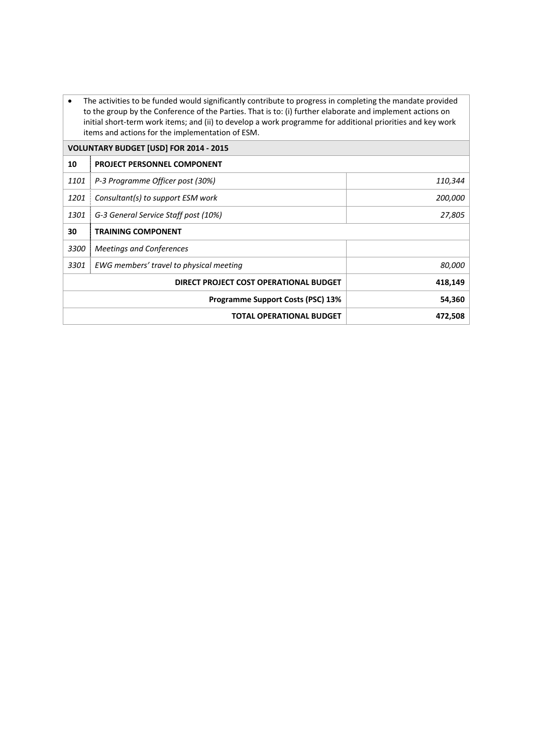- The activities to be funded would significantly contribute to progress in completing the mandate provided to the group by the Conference of the Parties. That is to: (i) further elaborate and implement actions on initial short-term work items; and (ii) to develop a work programme for additional priorities and key work items and actions for the implementation of ESM.

**VOLUNTARY BUDGET [USD] FOR 2014 - 2015**

| | | |
|---|---|---|
| **10** | **PROJECT PERSONNEL COMPONENT** | |
| *1101* | *P-3 Programme Officer post (30%)* | *110,344* |
| *1201* | *Consultant(s) to support ESM work* | *200,000* |
| *1301* | *G-3 General Service Staff post (10%)* | *27,805* |
| **30** | **TRAINING COMPONENT** | |
| *3300* | *Meetings and Conferences* | |
| *3301* | *EWG members' travel to physical meeting* | *80,000* |
| | **DIRECT PROJECT COST OPERATIONAL BUDGET** | **418,149** |
| | **Programme Support Costs (PSC) 13%** | **54,360** |
| | **TOTAL OPERATIONAL BUDGET** | **472,508** |